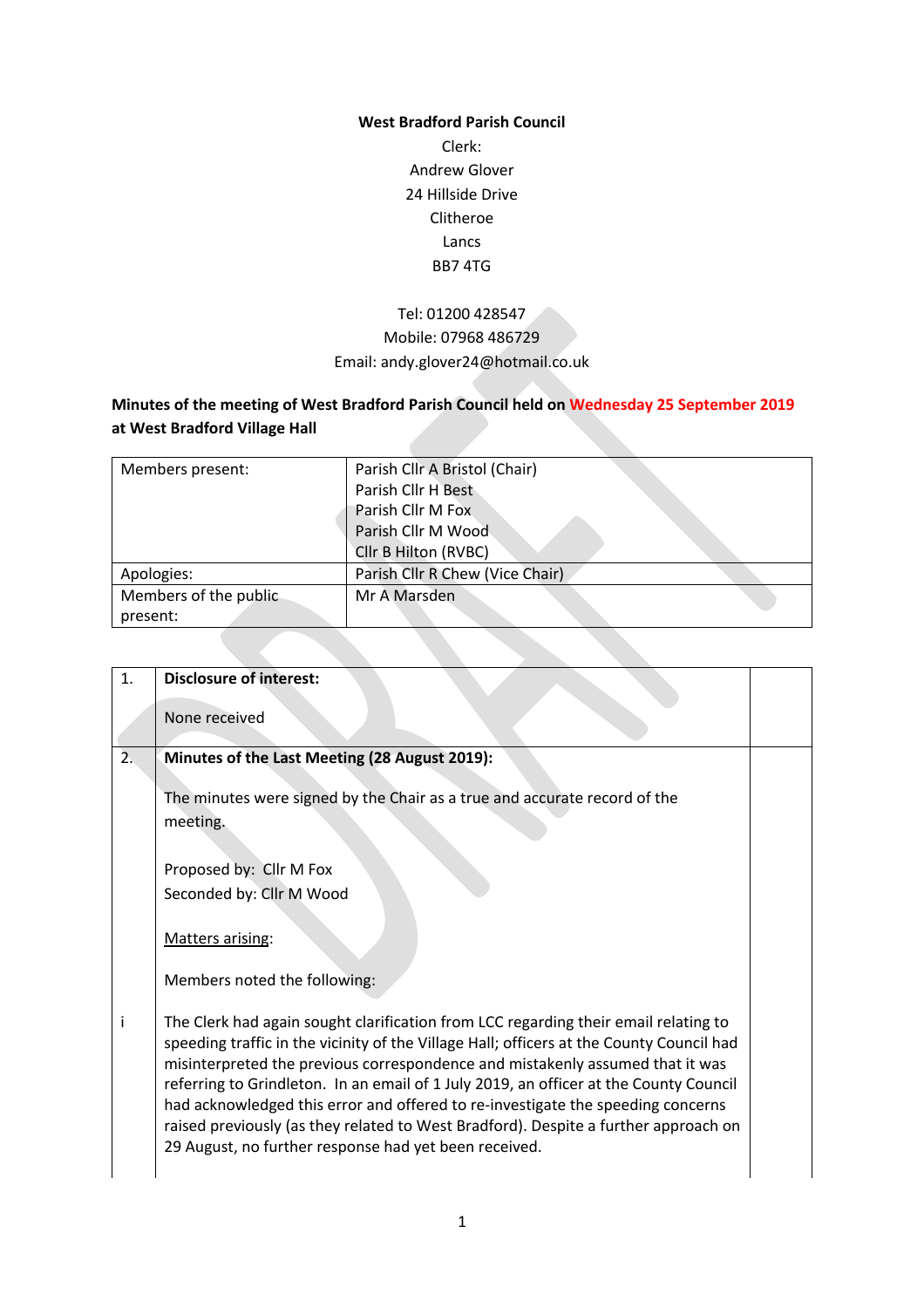**West Bradford Parish Council**

Clerk:
Andrew Glover
24 Hillside Drive
Clitheroe
Lancs
BB7 4TG

Tel: 01200 428547
Mobile: 07968 486729
Email: andy.glover24@hotmail.co.uk

**Minutes of the meeting of West Bradford Parish Council held on Wednesday 25 September 2019 at West Bradford Village Hall**

| | |
|---|---|
| Members present: | Parish Cllr A Bristol (Chair)<br>Parish Cllr H Best<br>Parish Cllr M Fox<br>Parish Cllr M Wood<br>Cllr B Hilton (RVBC) |
| Apologies: | Parish Cllr R Chew (Vice Chair) |
| Members of the public present: | Mr A Marsden |

| | | |
|---|---|---|
| 1. | **Disclosure of interest:**<br><br>None received | |
| 2. | **Minutes of the Last Meeting (28 August 2019):**<br><br>The minutes were signed by the Chair as a true and accurate record of the meeting.<br><br>Proposed by: Cllr M Fox<br>Seconded by: Cllr M Wood<br><br>Matters arising:<br><br>Members noted the following: | |
| i | The Clerk had again sought clarification from LCC regarding their email relating to speeding traffic in the vicinity of the Village Hall; officers at the County Council had misinterpreted the previous correspondence and mistakenly assumed that it was referring to Grindleton. In an email of 1 July 2019, an officer at the County Council had acknowledged this error and offered to re-investigate the speeding concerns raised previously (as they related to West Bradford). Despite a further approach on 29 August, no further response had yet been received. | |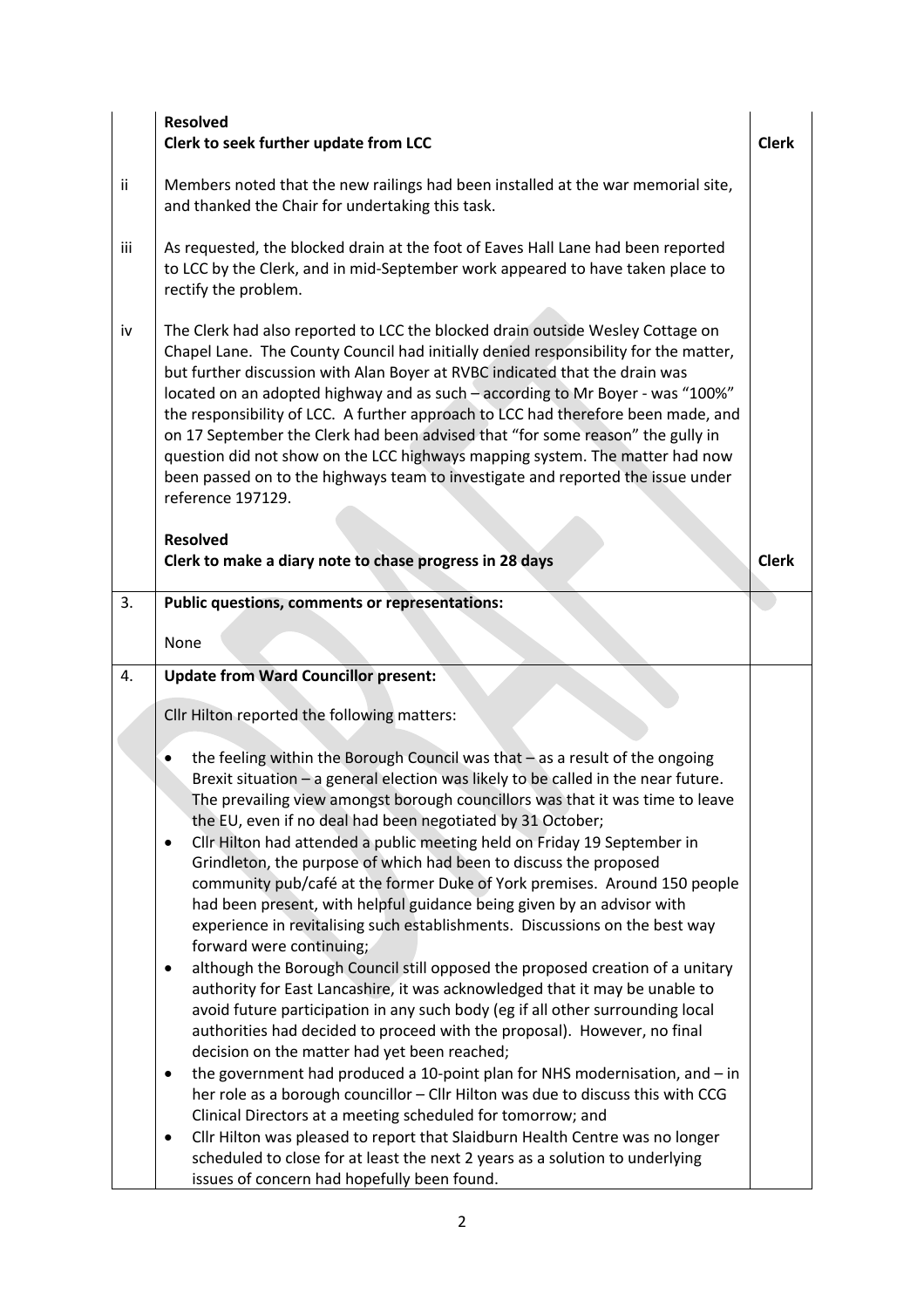| | | |
|---|---|---|
| | **Resolved**<br>**Clerk to seek further update from LCC** | **Clerk** |
| ii | Members noted that the new railings had been installed at the war memorial site, and thanked the Chair for undertaking this task. | |
| iii | As requested, the blocked drain at the foot of Eaves Hall Lane had been reported to LCC by the Clerk, and in mid-September work appeared to have taken place to rectify the problem. | |
| iv | The Clerk had also reported to LCC the blocked drain outside Wesley Cottage on Chapel Lane. The County Council had initially denied responsibility for the matter, but further discussion with Alan Boyer at RVBC indicated that the drain was located on an adopted highway and as such – according to Mr Boyer - was "100%" the responsibility of LCC. A further approach to LCC had therefore been made, and on 17 September the Clerk had been advised that "for some reason" the gully in question did not show on the LCC highways mapping system. The matter had now been passed on to the highways team to investigate and reported the issue under reference 197129.<br><br>**Resolved**<br>**Clerk to make a diary note to chase progress in 28 days** | **Clerk** |
| 3. | **Public questions, comments or representations:**<br><br>None | |
| 4. | **Update from Ward Councillor present:**<br><br>Cllr Hilton reported the following matters:<br><br>• the feeling within the Borough Council was that – as a result of the ongoing Brexit situation – a general election was likely to be called in the near future. The prevailing view amongst borough councillors was that it was time to leave the EU, even if no deal had been negotiated by 31 October;<br>• Cllr Hilton had attended a public meeting held on Friday 19 September in Grindleton, the purpose of which had been to discuss the proposed community pub/café at the former Duke of York premises. Around 150 people had been present, with helpful guidance being given by an advisor with experience in revitalising such establishments. Discussions on the best way forward were continuing;<br>• although the Borough Council still opposed the proposed creation of a unitary authority for East Lancashire, it was acknowledged that it may be unable to avoid future participation in any such body (eg if all other surrounding local authorities had decided to proceed with the proposal). However, no final decision on the matter had yet been reached;<br>• the government had produced a 10-point plan for NHS modernisation, and – in her role as a borough councillor – Cllr Hilton was due to discuss this with CCG Clinical Directors at a meeting scheduled for tomorrow; and<br>• Cllr Hilton was pleased to report that Slaidburn Health Centre was no longer scheduled to close for at least the next 2 years as a solution to underlying issues of concern had hopefully been found. | |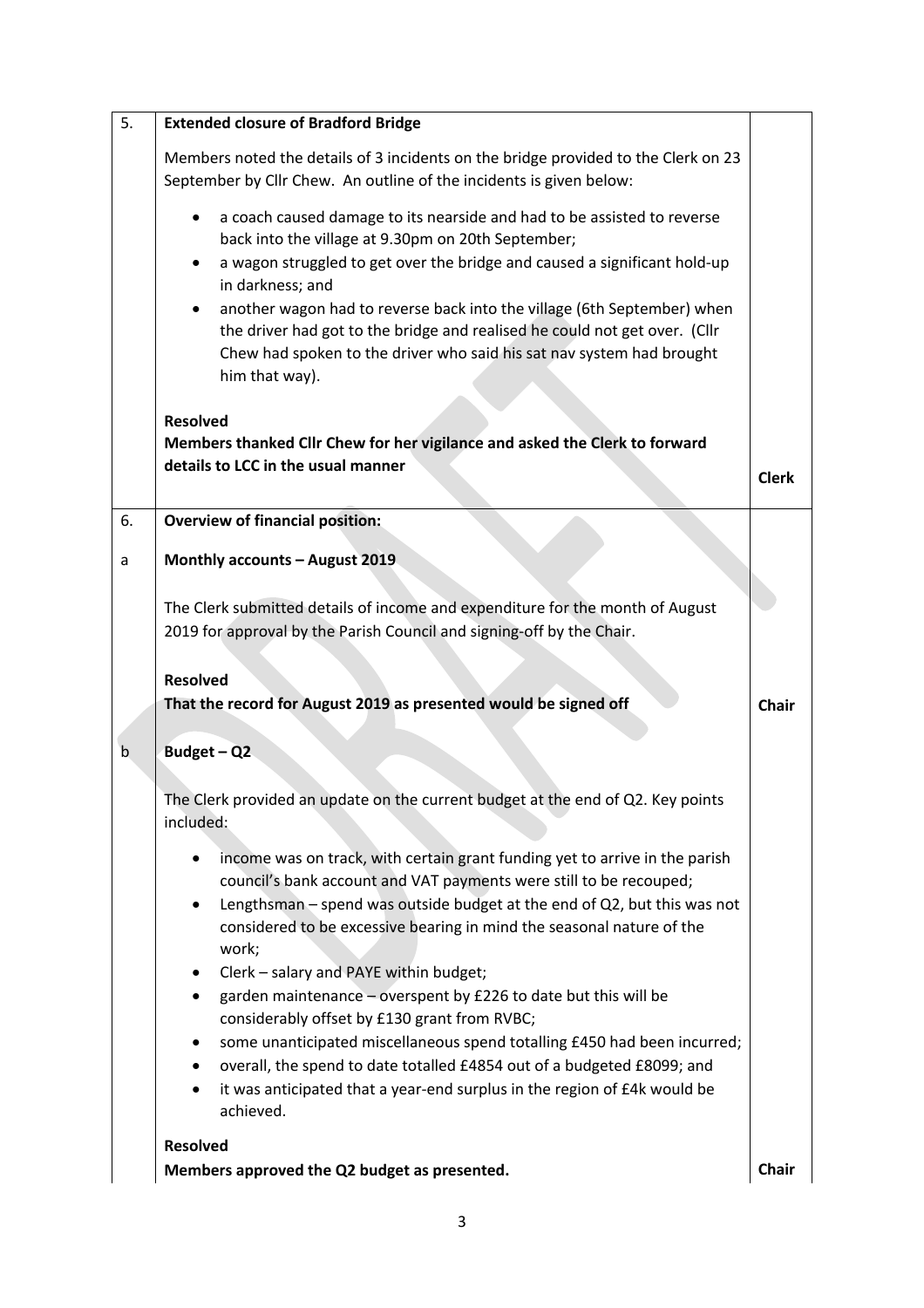| | | |
|---|---|---|
| 5. | **Extended closure of Bradford Bridge**<br><br>Members noted the details of 3 incidents on the bridge provided to the Clerk on 23 September by Cllr Chew. An outline of the incidents is given below:<br><br>• a coach caused damage to its nearside and had to be assisted to reverse back into the village at 9.30pm on 20th September;<br>• a wagon struggled to get over the bridge and caused a significant hold-up in darkness; and<br>• another wagon had to reverse back into the village (6th September) when the driver had got to the bridge and realised he could not get over. (Cllr Chew had spoken to the driver who said his sat nav system had brought him that way).<br><br>**Resolved**<br>**Members thanked Cllr Chew for her vigilance and asked the Clerk to forward details to LCC in the usual manner** | **Clerk** |
| 6. | **Overview of financial position:** | |
| a | **Monthly accounts – August 2019**<br><br>The Clerk submitted details of income and expenditure for the month of August 2019 for approval by the Parish Council and signing-off by the Chair.<br><br>**Resolved**<br>**That the record for August 2019 as presented would be signed off** | **Chair** |
| b | **Budget – Q2**<br><br>The Clerk provided an update on the current budget at the end of Q2. Key points included:<br><br>• income was on track, with certain grant funding yet to arrive in the parish council's bank account and VAT payments were still to be recouped;<br>• Lengthsman – spend was outside budget at the end of Q2, but this was not considered to be excessive bearing in mind the seasonal nature of the work;<br>• Clerk – salary and PAYE within budget;<br>• garden maintenance – overspent by £226 to date but this will be considerably offset by £130 grant from RVBC;<br>• some unanticipated miscellaneous spend totalling £450 had been incurred;<br>• overall, the spend to date totalled £4854 out of a budgeted £8099; and<br>• it was anticipated that a year-end surplus in the region of £4k would be achieved.<br><br>**Resolved**<br>**Members approved the Q2 budget as presented.** | **Chair** |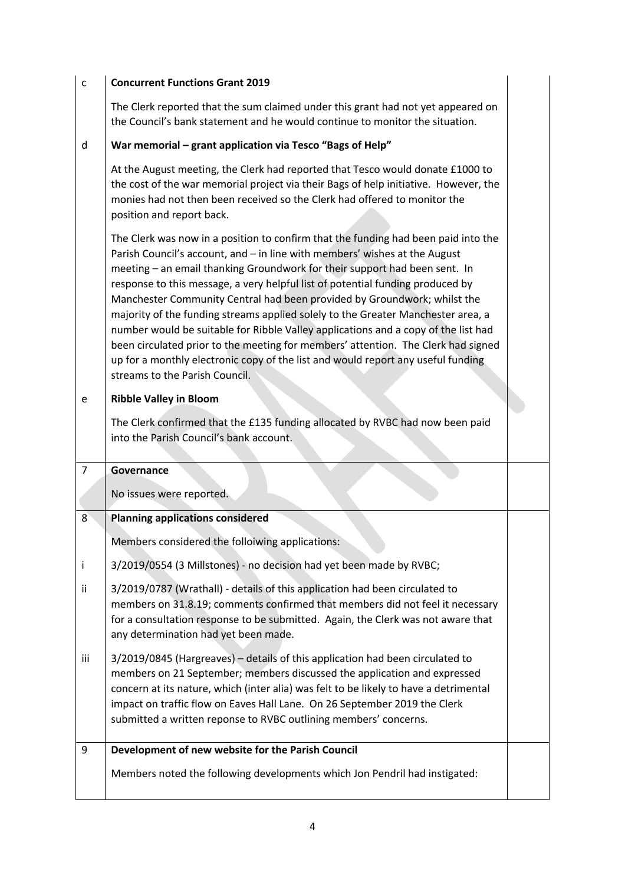| | | |
|---|---|---|
| c | **Concurrent Functions Grant 2019**<br><br>The Clerk reported that the sum claimed under this grant had not yet appeared on the Council's bank statement and he would continue to monitor the situation. | |
| d | **War memorial – grant application via Tesco "Bags of Help"**<br><br>At the August meeting, the Clerk had reported that Tesco would donate £1000 to the cost of the war memorial project via their Bags of help initiative. However, the monies had not then been received so the Clerk had offered to monitor the position and report back.<br><br>The Clerk was now in a position to confirm that the funding had been paid into the Parish Council's account, and – in line with members' wishes at the August meeting – an email thanking Groundwork for their support had been sent. In response to this message, a very helpful list of potential funding produced by Manchester Community Central had been provided by Groundwork; whilst the majority of the funding streams applied solely to the Greater Manchester area, a number would be suitable for Ribble Valley applications and a copy of the list had been circulated prior to the meeting for members' attention. The Clerk had signed up for a monthly electronic copy of the list and would report any useful funding streams to the Parish Council. | |
| e | **Ribble Valley in Bloom**<br><br>The Clerk confirmed that the £135 funding allocated by RVBC had now been paid into the Parish Council's bank account. | |
| 7 | **Governance**<br><br>No issues were reported. | |
| 8 | **Planning applications considered**<br><br>Members considered the folloiwing applications: | |
| i | 3/2019/0554 (3 Millstones) - no decision had yet been made by RVBC; | |
| ii | 3/2019/0787 (Wrathall) - details of this application had been circulated to members on 31.8.19; comments confirmed that members did not feel it necessary for a consultation response to be submitted. Again, the Clerk was not aware that any determination had yet been made. | |
| iii | 3/2019/0845 (Hargreaves) – details of this application had been circulated to members on 21 September; members discussed the application and expressed concern at its nature, which (inter alia) was felt to be likely to have a detrimental impact on traffic flow on Eaves Hall Lane. On 26 September 2019 the Clerk submitted a written reponse to RVBC outlining members' concerns. | |
| 9 | **Development of new website for the Parish Council**<br><br>Members noted the following developments which Jon Pendril had instigated: | |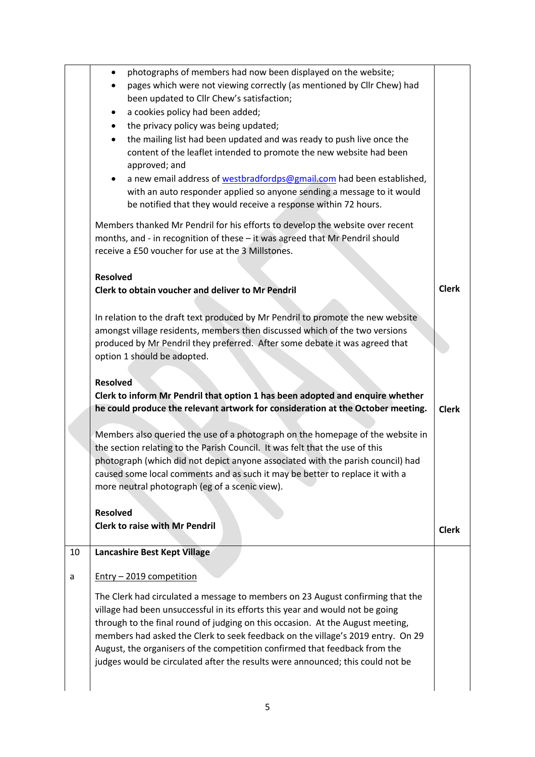| | | |
|---|---|---|
| | <ul><li>photographs of members had now been displayed on the website;</li><li>pages which were not viewing correctly (as mentioned by Cllr Chew) had been updated to Cllr Chew's satisfaction;</li><li>a cookies policy had been added;</li><li>the privacy policy was being updated;</li><li>the mailing list had been updated and was ready to push live once the content of the leaflet intended to promote the new website had been approved; and</li><li>a new email address of westbradfordps@gmail.com had been established, with an auto responder applied so anyone sending a message to it would be notified that they would receive a response within 72 hours.</li></ul> Members thanked Mr Pendril for his efforts to develop the website over recent months, and - in recognition of these – it was agreed that Mr Pendril should receive a £50 voucher for use at the 3 Millstones. | |
| | **Resolved**<br>**Clerk to obtain voucher and deliver to Mr Pendril** | **Clerk** |
| | In relation to the draft text produced by Mr Pendril to promote the new website amongst village residents, members then discussed which of the two versions produced by Mr Pendril they preferred. After some debate it was agreed that option 1 should be adopted. | |
| | **Resolved**<br>**Clerk to inform Mr Pendril that option 1 has been adopted and enquire whether he could produce the relevant artwork for consideration at the October meeting.** | **Clerk** |
| | Members also queried the use of a photograph on the homepage of the website in the section relating to the Parish Council. It was felt that the use of this photograph (which did not depict anyone associated with the parish council) had caused some local comments and as such it may be better to replace it with a more neutral photograph (eg of a scenic view). | |
| | **Resolved**<br>**Clerk to raise with Mr Pendril** | **Clerk** |
| 10 | **Lancashire Best Kept Village** | |
| a | <u>Entry – 2019 competition</u><br><br>The Clerk had circulated a message to members on 23 August confirming that the village had been unsuccessful in its efforts this year and would not be going through to the final round of judging on this occasion. At the August meeting, members had asked the Clerk to seek feedback on the village's 2019 entry. On 29 August, the organisers of the competition confirmed that feedback from the judges would be circulated after the results were announced; this could not be | |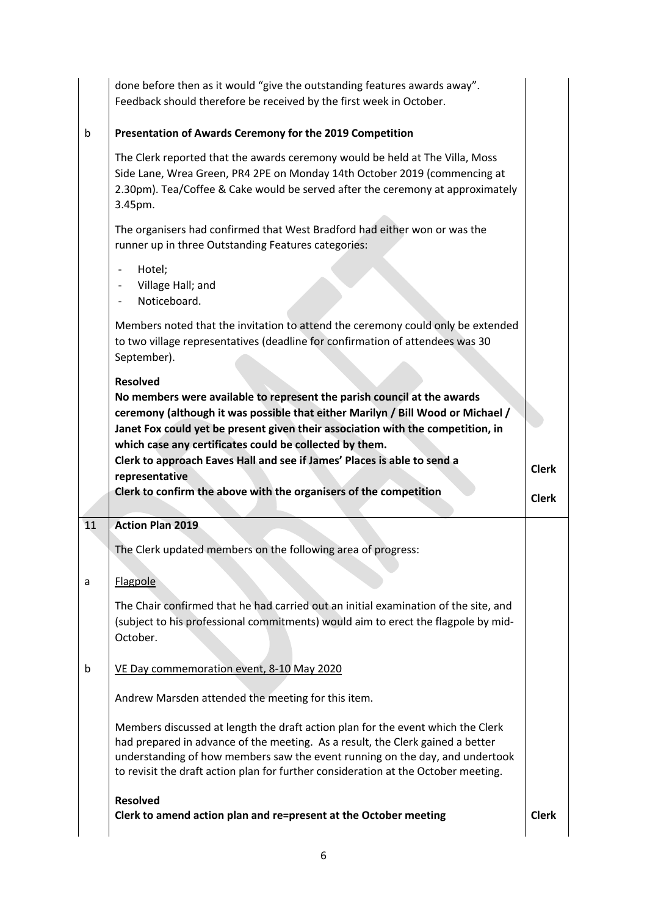| | | |
|---|---|---|
| | done before then as it would "give the outstanding features awards away". Feedback should therefore be received by the first week in October. | |
| b | **Presentation of Awards Ceremony for the 2019 Competition**<br><br>The Clerk reported that the awards ceremony would be held at The Villa, Moss Side Lane, Wrea Green, PR4 2PE on Monday 14th October 2019 (commencing at 2.30pm). Tea/Coffee & Cake would be served after the ceremony at approximately 3.45pm.<br><br>The organisers had confirmed that West Bradford had either won or was the runner up in three Outstanding Features categories:<br><br>- Hotel;<br>- Village Hall; and<br>- Noticeboard.<br><br>Members noted that the invitation to attend the ceremony could only be extended to two village representatives (deadline for confirmation of attendees was 30 September).<br><br>**Resolved**<br>**No members were available to represent the parish council at the awards ceremony (although it was possible that either Marilyn / Bill Wood or Michael / Janet Fox could yet be present given their association with the competition, in which case any certificates could be collected by them.**<br>**Clerk to approach Eaves Hall and see if James' Places is able to send a representative**<br>**Clerk to confirm the above with the organisers of the competition** | <br><br><br><br><br><br><br><br><br><br><br><br><br><br><br><br>**Clerk**<br><br>**Clerk** |
| 11 | **Action Plan 2019**<br><br>The Clerk updated members on the following area of progress: | |
| a | <u>Flagpole</u><br><br>The Chair confirmed that he had carried out an initial examination of the site, and (subject to his professional commitments) would aim to erect the flagpole by mid-October. | |
| b | <u>VE Day commemoration event, 8-10 May 2020</u><br><br>Andrew Marsden attended the meeting for this item.<br><br>Members discussed at length the draft action plan for the event which the Clerk had prepared in advance of the meeting. As a result, the Clerk gained a better understanding of how members saw the event running on the day, and undertook to revisit the draft action plan for further consideration at the October meeting.<br><br>**Resolved**<br>**Clerk to amend action plan and re=present at the October meeting** | <br><br><br><br><br><br><br><br><br>**Clerk** |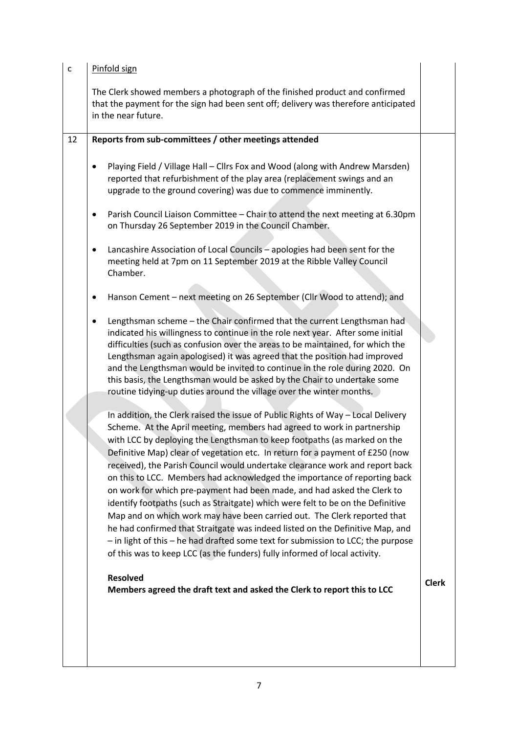| | | |
|---|---|---|
| c | Pinfold sign<br><br>The Clerk showed members a photograph of the finished product and confirmed that the payment for the sign had been sent off; delivery was therefore anticipated in the near future. | |
| 12 | **Reports from sub-committees / other meetings attended**<br><br>• Playing Field / Village Hall – Cllrs Fox and Wood (along with Andrew Marsden) reported that refurbishment of the play area (replacement swings and an upgrade to the ground covering) was due to commence imminently.<br><br>• Parish Council Liaison Committee – Chair to attend the next meeting at 6.30pm on Thursday 26 September 2019 in the Council Chamber.<br><br>• Lancashire Association of Local Councils – apologies had been sent for the meeting held at 7pm on 11 September 2019 at the Ribble Valley Council Chamber.<br><br>• Hanson Cement – next meeting on 26 September (Cllr Wood to attend); and<br><br>• Lengthsman scheme – the Chair confirmed that the current Lengthsman had indicated his willingness to continue in the role next year. After some initial difficulties (such as confusion over the areas to be maintained, for which the Lengthsman again apologised) it was agreed that the position had improved and the Lengthsman would be invited to continue in the role during 2020. On this basis, the Lengthsman would be asked by the Chair to undertake some routine tidying-up duties around the village over the winter months.<br><br>In addition, the Clerk raised the issue of Public Rights of Way – Local Delivery Scheme. At the April meeting, members had agreed to work in partnership with LCC by deploying the Lengthsman to keep footpaths (as marked on the Definitive Map) clear of vegetation etc. In return for a payment of £250 (now received), the Parish Council would undertake clearance work and report back on this to LCC. Members had acknowledged the importance of reporting back on work for which pre-payment had been made, and had asked the Clerk to identify footpaths (such as Straitgate) which were felt to be on the Definitive Map and on which work may have been carried out. The Clerk reported that he had confirmed that Straitgate was indeed listed on the Definitive Map, and – in light of this – he had drafted some text for submission to LCC; the purpose of this was to keep LCC (as the funders) fully informed of local activity.<br><br>**Resolved**<br>**Members agreed the draft text and asked the Clerk to report this to LCC** | **Clerk** |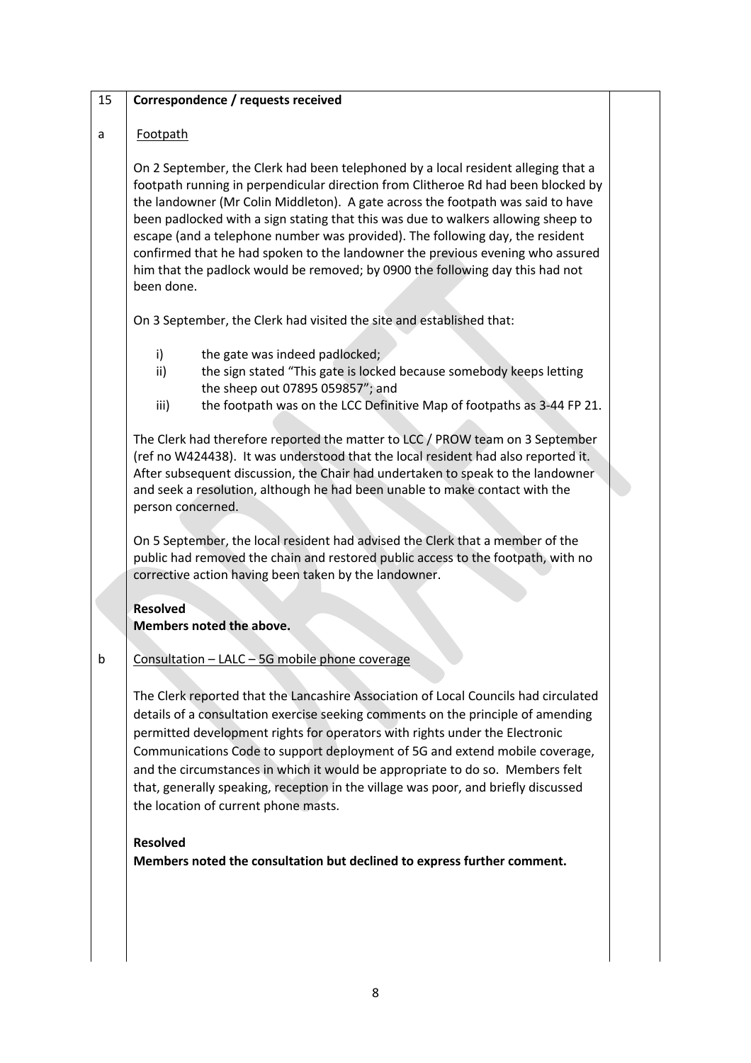**15 Correspondence / requests received**

**a** Footpath

On 2 September, the Clerk had been telephoned by a local resident alleging that a footpath running in perpendicular direction from Clitheroe Rd had been blocked by the landowner (Mr Colin Middleton). A gate across the footpath was said to have been padlocked with a sign stating that this was due to walkers allowing sheep to escape (and a telephone number was provided). The following day, the resident confirmed that he had spoken to the landowner the previous evening who assured him that the padlock would be removed; by 0900 the following day this had not been done.

On 3 September, the Clerk had visited the site and established that:

- i) the gate was indeed padlocked;
- ii) the sign stated "This gate is locked because somebody keeps letting the sheep out 07895 059857"; and
- iii) the footpath was on the LCC Definitive Map of footpaths as 3-44 FP 21.

The Clerk had therefore reported the matter to LCC / PROW team on 3 September (ref no W424438). It was understood that the local resident had also reported it. After subsequent discussion, the Chair had undertaken to speak to the landowner and seek a resolution, although he had been unable to make contact with the person concerned.

On 5 September, the local resident had advised the Clerk that a member of the public had removed the chain and restored public access to the footpath, with no corrective action having been taken by the landowner.

**Resolved**
**Members noted the above.**

**b** Consultation – LALC – 5G mobile phone coverage

The Clerk reported that the Lancashire Association of Local Councils had circulated details of a consultation exercise seeking comments on the principle of amending permitted development rights for operators with rights under the Electronic Communications Code to support deployment of 5G and extend mobile coverage, and the circumstances in which it would be appropriate to do so. Members felt that, generally speaking, reception in the village was poor, and briefly discussed the location of current phone masts.

**Resolved**
**Members noted the consultation but declined to express further comment.**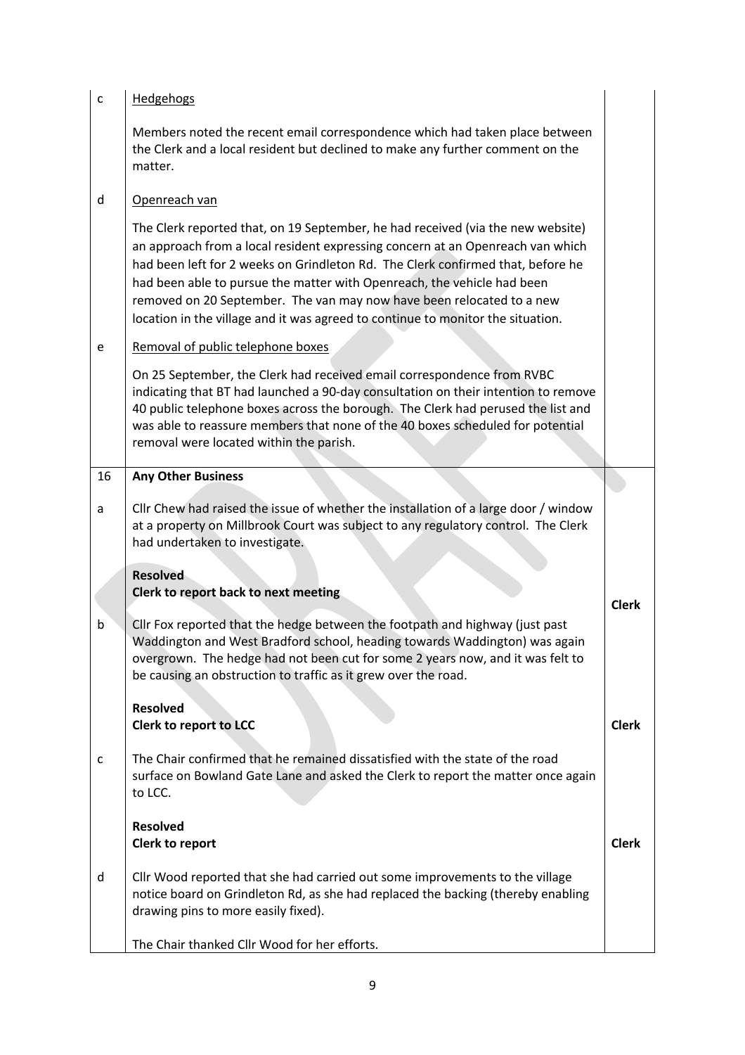| | | |
|---|---|---|
| c | <u>Hedgehogs</u><br><br>Members noted the recent email correspondence which had taken place between the Clerk and a local resident but declined to make any further comment on the matter. | |
| d | <u>Openreach van</u><br><br>The Clerk reported that, on 19 September, he had received (via the new website) an approach from a local resident expressing concern at an Openreach van which had been left for 2 weeks on Grindleton Rd. The Clerk confirmed that, before he had been able to pursue the matter with Openreach, the vehicle had been removed on 20 September. The van may now have been relocated to a new location in the village and it was agreed to continue to monitor the situation. | |
| e | <u>Removal of public telephone boxes</u><br><br>On 25 September, the Clerk had received email correspondence from RVBC indicating that BT had launched a 90-day consultation on their intention to remove 40 public telephone boxes across the borough. The Clerk had perused the list and was able to reassure members that none of the 40 boxes scheduled for potential removal were located within the parish. | |
| 16 | **Any Other Business** | |
| a | Cllr Chew had raised the issue of whether the installation of a large door / window at a property on Millbrook Court was subject to any regulatory control. The Clerk had undertaken to investigate.<br><br>**Resolved**<br>**Clerk to report back to next meeting** | **Clerk** |
| b | Cllr Fox reported that the hedge between the footpath and highway (just past Waddington and West Bradford school, heading towards Waddington) was again overgrown. The hedge had not been cut for some 2 years now, and it was felt to be causing an obstruction to traffic as it grew over the road.<br><br>**Resolved**<br>**Clerk to report to LCC** | **Clerk** |
| c | The Chair confirmed that he remained dissatisfied with the state of the road surface on Bowland Gate Lane and asked the Clerk to report the matter once again to LCC.<br><br>**Resolved**<br>**Clerk to report** | **Clerk** |
| d | Cllr Wood reported that she had carried out some improvements to the village notice board on Grindleton Rd, as she had replaced the backing (thereby enabling drawing pins to more easily fixed).<br><br>The Chair thanked Cllr Wood for her efforts. | |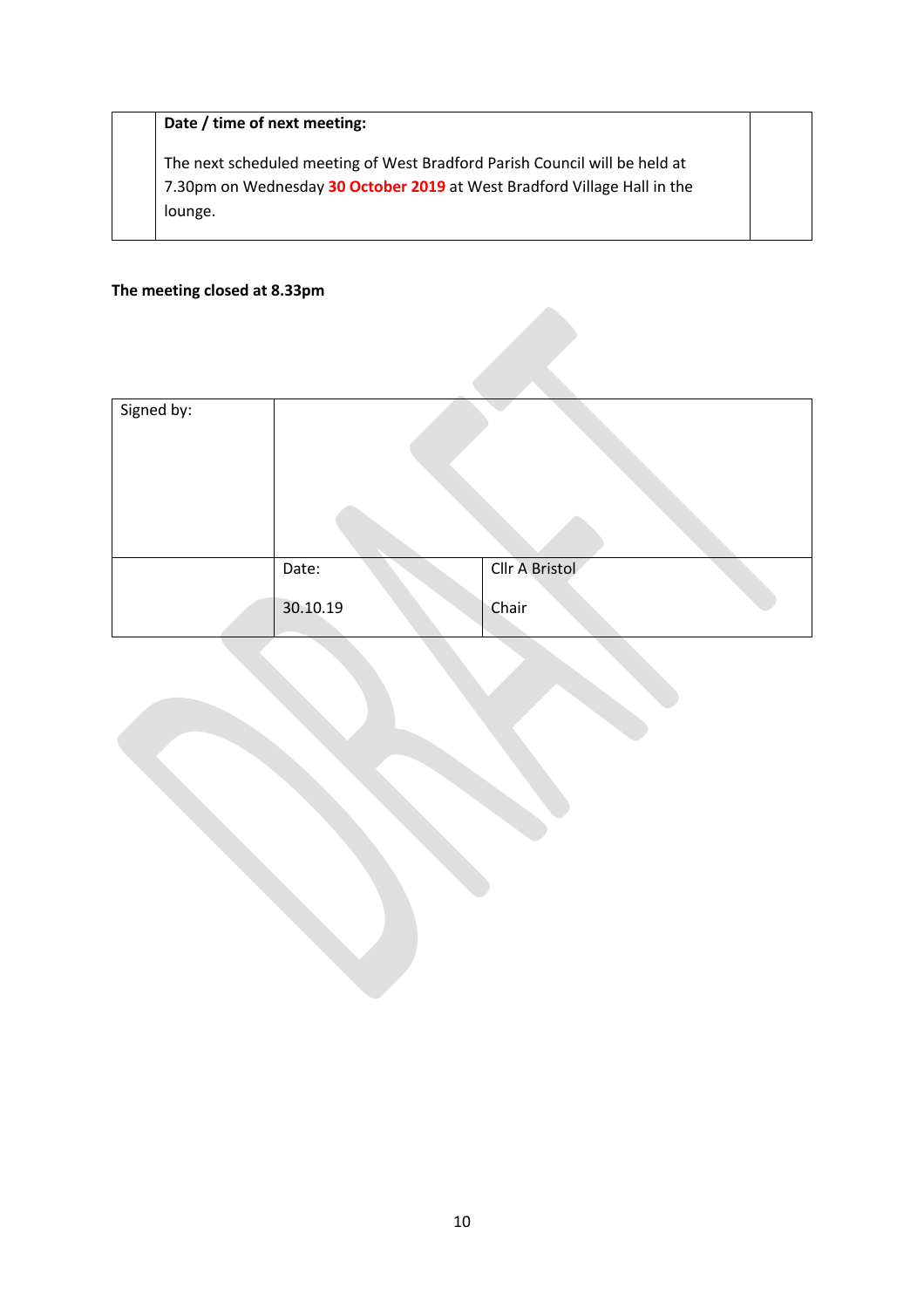| | | |
|---|---|---|
| | **Date / time of next meeting:**<br><br>The next scheduled meeting of West Bradford Parish Council will be held at 7.30pm on Wednesday **30 October 2019** at West Bradford Village Hall in the lounge. | |

**The meeting closed at 8.33pm**

| | | |
|---|---|---|
| Signed by: | | |
| | Date:<br><br>30.10.19 | Cllr A Bristol<br><br>Chair |